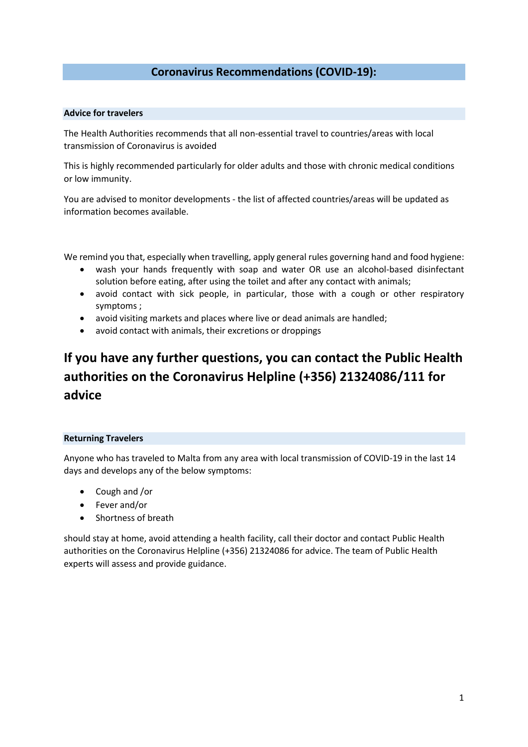# Coronavirus Recommendations (COVID-19):

## Advice for travelers

The Health Authorities recommends that all non-essential travel to countries/areas with local transmission of Coronavirus is avoided

This is highly recommended particularly for older adults and those with chronic medical conditions or low immunity.

You are advised to monitor developments - the list of affected countries/areas will be updated as information becomes available.

We remind you that, especially when travelling, apply general rules governing hand and food hygiene:

- wash your hands frequently with soap and water OR use an alcohol-based disinfectant solution before eating, after using the toilet and after any contact with animals;
- avoid contact with sick people, in particular, those with a cough or other respiratory symptoms ;
- avoid visiting markets and places where live or dead animals are handled;
- avoid contact with animals, their excretions or droppings

# If you have any further questions, you can contact the Public Health authorities on the Coronavirus Helpline (+356) 21324086/111 for advice

## Returning Travelers

Anyone who has traveled to Malta from any area with local transmission of COVID-19 in the last 14 days and develops any of the below symptoms:

- Cough and /or
- Fever and/or
- Shortness of breath

should stay at home, avoid attending a health facility, call their doctor and contact Public Health authorities on the Coronavirus Helpline (+356) 21324086 for advice. The team of Public Health experts will assess and provide guidance.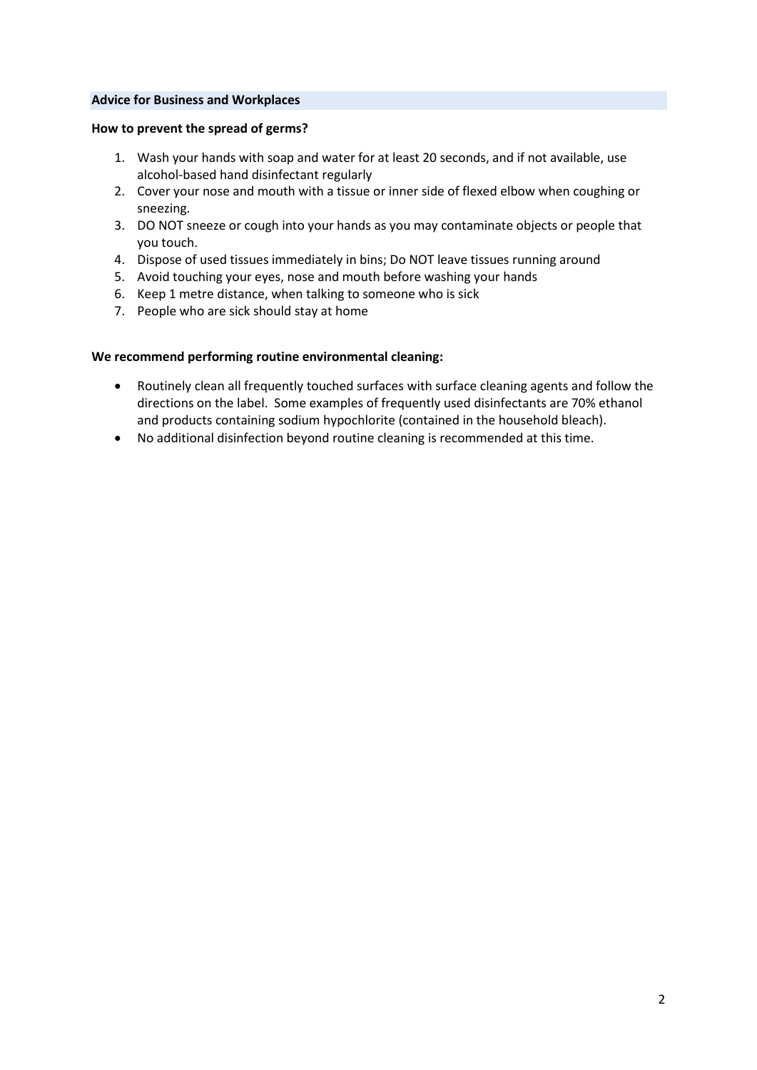## Advice for Business and Workplaces

**How to prevent the spread of germs?**

1. Wash your hands with soap and water for at least 20 seconds, and if not available, use alcohol-based hand disinfectant regularly
2. Cover your nose and mouth with a tissue or inner side of flexed elbow when coughing or sneezing.
3. DO NOT sneeze or cough into your hands as you may contaminate objects or people that you touch.
4. Dispose of used tissues immediately in bins; Do NOT leave tissues running around
5. Avoid touching your eyes, nose and mouth before washing your hands
6. Keep 1 metre distance, when talking to someone who is sick
7. People who are sick should stay at home

**We recommend performing routine environmental cleaning:**

- Routinely clean all frequently touched surfaces with surface cleaning agents and follow the directions on the label. Some examples of frequently used disinfectants are 70% ethanol and products containing sodium hypochlorite (contained in the household bleach).
- No additional disinfection beyond routine cleaning is recommended at this time.